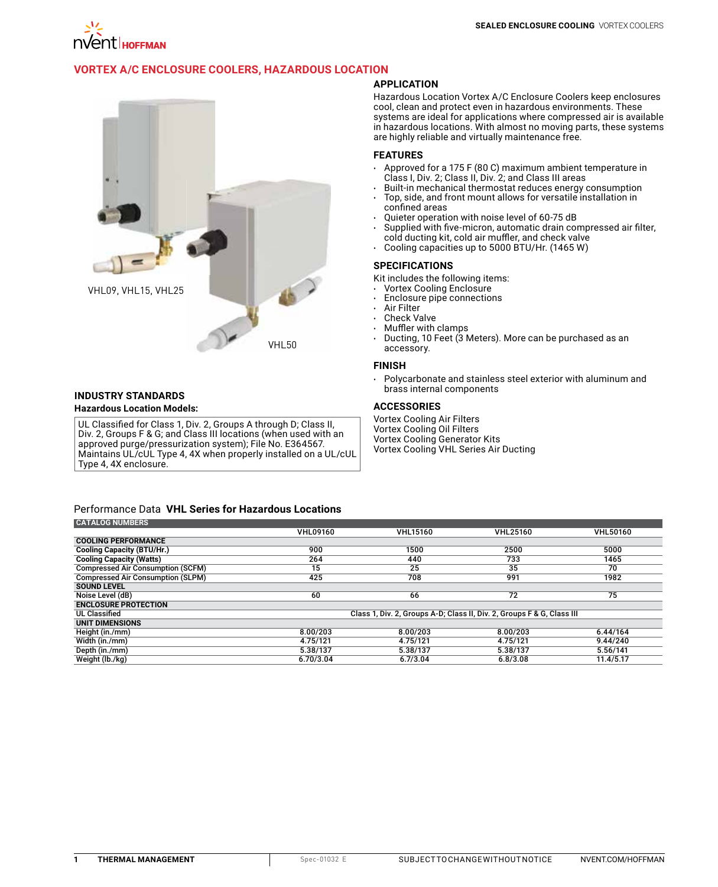# VORTEX A/C ENCLOSURE COOLERS, HAZARDOUS LOCATION

VHL09, VHL15, VHL25

VHL50

## APPLICATION

Hazardous Location Vortex A/C Enclosure Coolers keep enclosures cool, clean and protect even in hazardous environments. These systems are ideal for applications where compressed air is available in hazardous locations. With almost no moving parts, these systems are highly reliable and virtually maintenance free.

## FEATURES

- Approved for a 175 F (80 C) maximum ambient temperature in Class I, Div. 2; Class II, Div. 2; and Class III areas
- Built-in mechanical thermostat reduces energy consumption
- Top, side, and front mount allows for versatile installation in confined areas
- Quieter operation with noise level of 60-75 dB
- Supplied with five-micron, automatic drain compressed air filter, cold ducting kit, cold air muffler, and check valve
- Cooling capacities up to 5000 BTU/Hr. (1465 W)

## SPECIFICATIONS

Kit includes the following items:

- Vortex Cooling Enclosure
- Enclosure pipe connections
- Air Filter
- Check Valve
- Muffler with clamps
- Ducting, 10 Feet (3 Meters). More can be purchased as an accessory.

## FINISH

- Polycarbonate and stainless steel exterior with aluminum and brass internal components

## ACCESSORIES

Vortex Cooling Air Filters
Vortex Cooling Oil Filters
Vortex Cooling Generator Kits
Vortex Cooling VHL Series Air Ducting

## INDUSTRY STANDARDS

### Hazardous Location Models:

UL Classified for Class 1, Div. 2, Groups A through D; Class II, Div. 2, Groups F & G; and Class III locations (when used with an approved purge/pressurization system); File No. E364567. Maintains UL/cUL Type 4, 4X when properly installed on a UL/cUL Type 4, 4X enclosure.

## Performance Data **VHL Series for Hazardous Locations**

| CATALOG NUMBERS | VHL09160 | VHL15160 | VHL25160 | VHL50160 |
|---|---|---|---|---|
| **COOLING PERFORMANCE** | | | | |
| Cooling Capacity (BTU/Hr.) | 900 | 1500 | 2500 | 5000 |
| Cooling Capacity (Watts) | 264 | 440 | 733 | 1465 |
| Compressed Air Consumption (SCFM) | 15 | 25 | 35 | 70 |
| Compressed Air Consumption (SLPM) | 425 | 708 | 991 | 1982 |
| **SOUND LEVEL** | | | | |
| Noise Level (dB) | 60 | 66 | 72 | 75 |
| **ENCLOSURE PROTECTION** | | | | |
| UL Classified | Class 1, Div. 2, Groups A-D; Class II, Div. 2, Groups F & G, Class III | | | |
| **UNIT DIMENSIONS** | | | | |
| Height (in./mm) | 8.00/203 | 8.00/203 | 8.00/203 | 6.44/164 |
| Width (in./mm) | 4.75/121 | 4.75/121 | 4.75/121 | 9.44/240 |
| Depth (in./mm) | 5.38/137 | 5.38/137 | 5.38/137 | 5.56/141 |
| Weight (lb./kg) | 6.70/3.04 | 6.7/3.04 | 6.8/3.08 | 11.4/5.17 |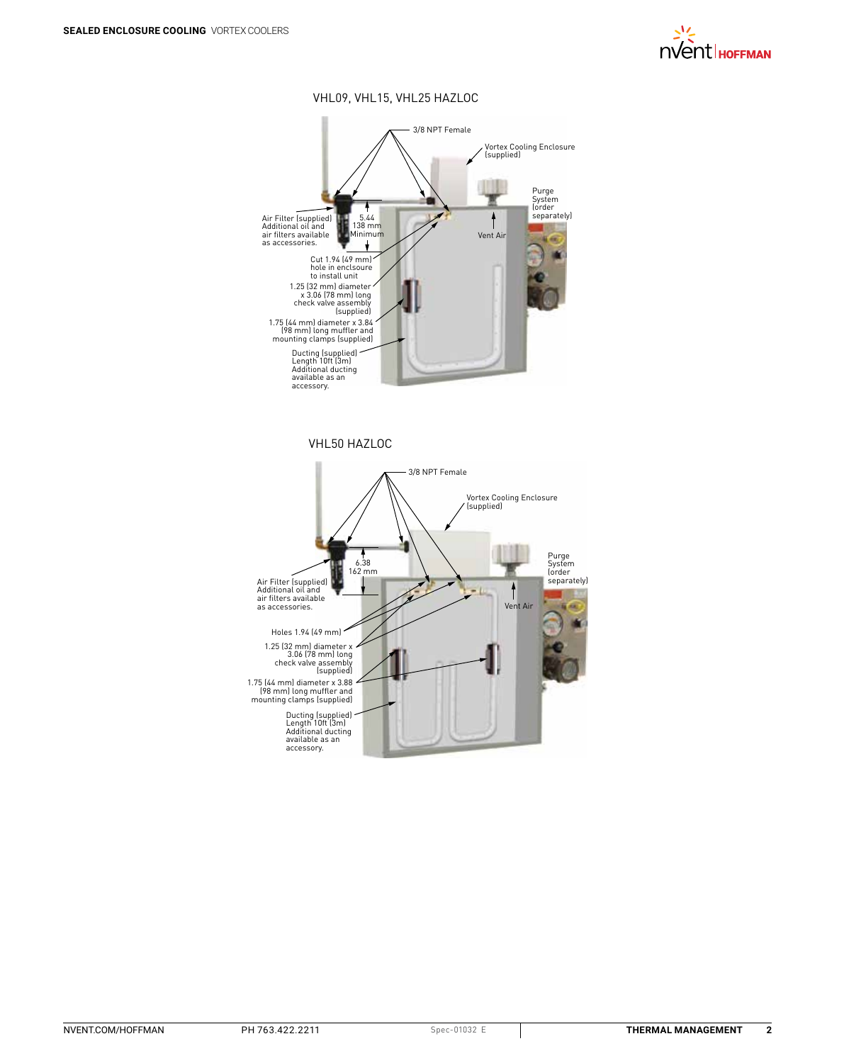## VHL09, VHL15, VHL25 HAZLOC

3/8 NPT Female

Vortex Cooling Enclosure (supplied)

Purge System (order separately)

Air Filter (supplied) Additional oil and air filters available as accessories.

5.44
138 mm
Minimum

Vent Air

Cut 1.94 (49 mm) hole in enclsoure to install unit

1.25 (32 mm) diameter x 3.06 (78 mm) long check valve assembly (supplied)

1.75 (44 mm) diameter x 3.84 (98 mm) long muffler and mounting clamps (supplied)

Ducting (supplied) Length 10ft (3m) Additional ducting available as an accessory.

## VHL50 HAZLOC

3/8 NPT Female

Vortex Cooling Enclosure (supplied)

Purge System (order separately)

6.38
162 mm

Air Filter (supplied) Additional oil and air filters available as accessories.

Vent Air

Holes 1.94 (49 mm)

1.25 (32 mm) diameter x 3.06 (78 mm) long check valve assembly (supplied)

1.75 (44 mm) diameter x 3.88 (98 mm) long muffler and mounting clamps (supplied)

Ducting (supplied) Length 10ft (3m) Additional ducting available as an accessory.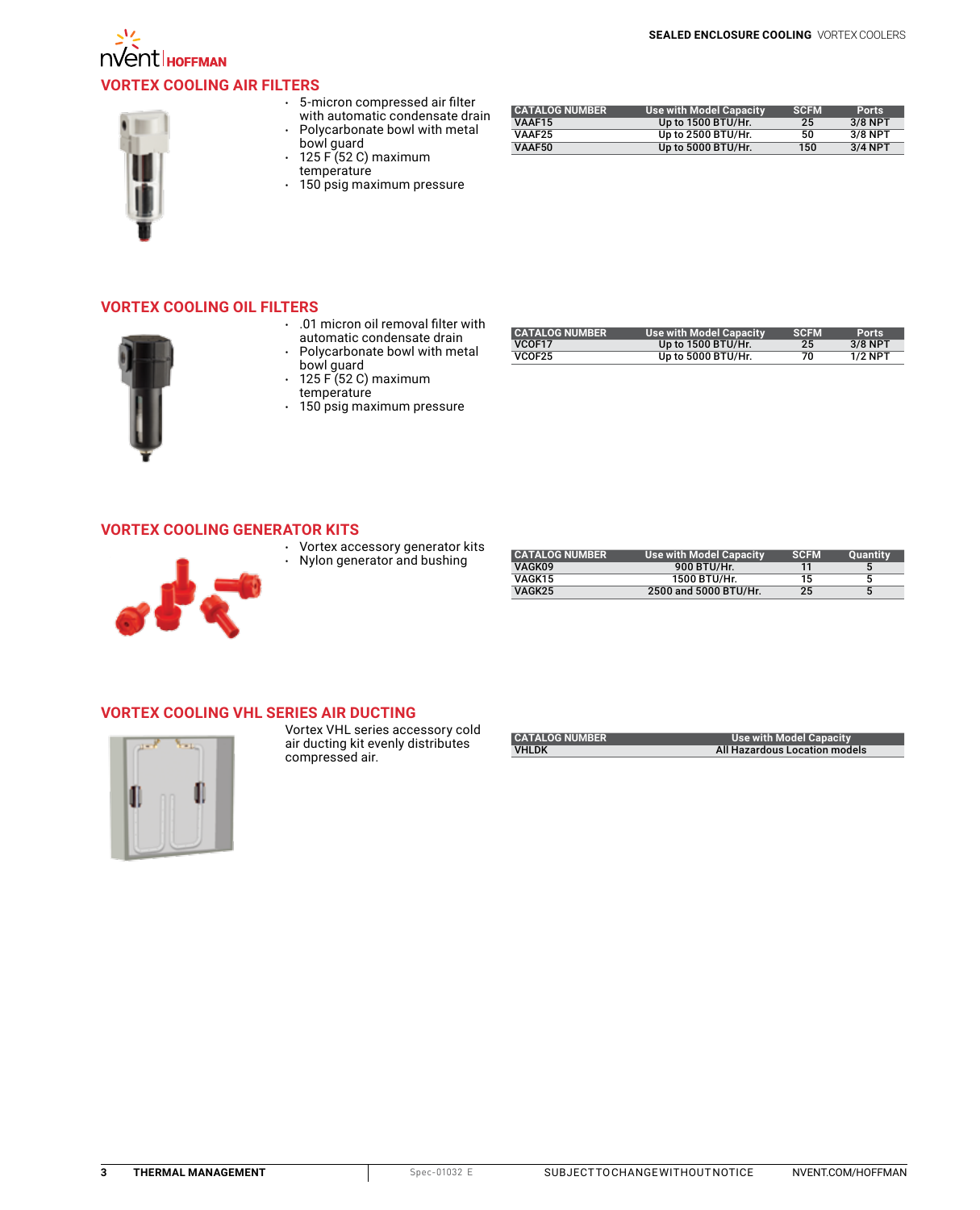## VORTEX COOLING AIR FILTERS

- 5-micron compressed air filter with automatic condensate drain
- Polycarbonate bowl with metal bowl guard
- 125 F (52 C) maximum temperature
- 150 psig maximum pressure

| CATALOG NUMBER | Use with Model Capacity | SCFM | Ports |
|---|---|---|---|
| VAAF15 | Up to 1500 BTU/Hr. | 25 | 3/8 NPT |
| VAAF25 | Up to 2500 BTU/Hr. | 50 | 3/8 NPT |
| VAAF50 | Up to 5000 BTU/Hr. | 150 | 3/4 NPT |

## VORTEX COOLING OIL FILTERS

- .01 micron oil removal filter with automatic condensate drain
- Polycarbonate bowl with metal bowl guard
- 125 F (52 C) maximum temperature
- 150 psig maximum pressure

| CATALOG NUMBER | Use with Model Capacity | SCFM | Ports |
|---|---|---|---|
| VCOF17 | Up to 1500 BTU/Hr. | 25 | 3/8 NPT |
| VCOF25 | Up to 5000 BTU/Hr. | 70 | 1/2 NPT |

## VORTEX COOLING GENERATOR KITS

- Vortex accessory generator kits
- Nylon generator and bushing

| CATALOG NUMBER | Use with Model Capacity | SCFM | Quantity |
|---|---|---|---|
| VAGK09 | 900 BTU/Hr. | 11 | 5 |
| VAGK15 | 1500 BTU/Hr. | 15 | 5 |
| VAGK25 | 2500 and 5000 BTU/Hr. | 25 | 5 |

## VORTEX COOLING VHL SERIES AIR DUCTING

Vortex VHL series accessory cold air ducting kit evenly distributes compressed air.

| CATALOG NUMBER | Use with Model Capacity |
|---|---|
| VHLDK | All Hazardous Location models |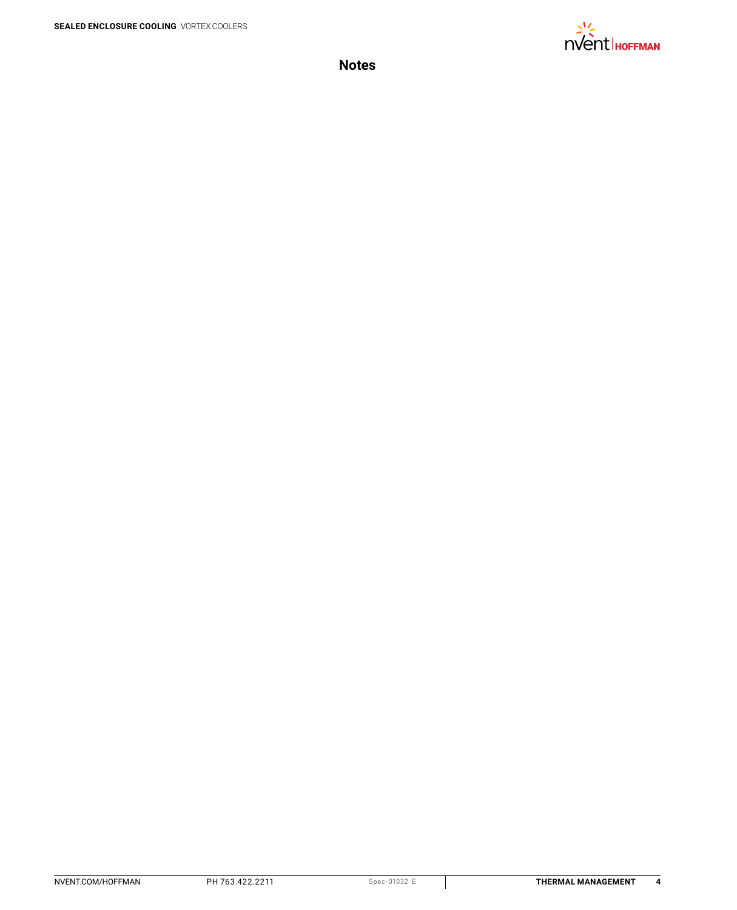# Notes